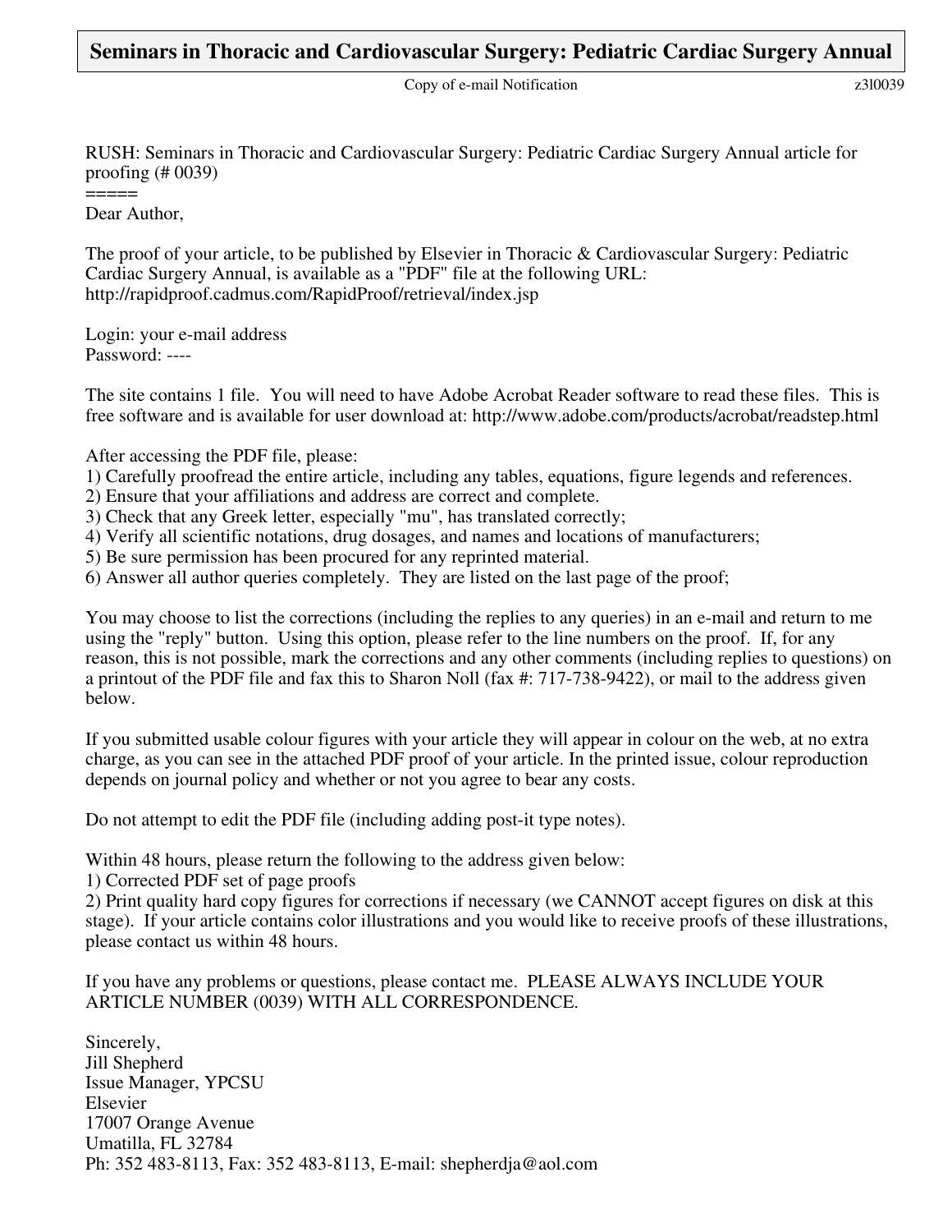# Seminars in Thoracic and Cardiovascular Surgery: Pediatric Cardiac Surgery Annual

Copy of e-mail Notification z3l0039

RUSH: Seminars in Thoracic and Cardiovascular Surgery: Pediatric Cardiac Surgery Annual article for proofing (# 0039)
=====
Dear Author,

The proof of your article, to be published by Elsevier in Thoracic & Cardiovascular Surgery: Pediatric Cardiac Surgery Annual, is available as a "PDF" file at the following URL:
http://rapidproof.cadmus.com/RapidProof/retrieval/index.jsp

Login: your e-mail address
Password: ----

The site contains 1 file. You will need to have Adobe Acrobat Reader software to read these files. This is free software and is available for user download at: http://www.adobe.com/products/acrobat/readstep.html

After accessing the PDF file, please:
1) Carefully proofread the entire article, including any tables, equations, figure legends and references.
2) Ensure that your affiliations and address are correct and complete.
3) Check that any Greek letter, especially "mu", has translated correctly;
4) Verify all scientific notations, drug dosages, and names and locations of manufacturers;
5) Be sure permission has been procured for any reprinted material.
6) Answer all author queries completely. They are listed on the last page of the proof;

You may choose to list the corrections (including the replies to any queries) in an e-mail and return to me using the "reply" button. Using this option, please refer to the line numbers on the proof. If, for any reason, this is not possible, mark the corrections and any other comments (including replies to questions) on a printout of the PDF file and fax this to Sharon Noll (fax #: 717-738-9422), or mail to the address given below.

If you submitted usable colour figures with your article they will appear in colour on the web, at no extra charge, as you can see in the attached PDF proof of your article. In the printed issue, colour reproduction depends on journal policy and whether or not you agree to bear any costs.

Do not attempt to edit the PDF file (including adding post-it type notes).

Within 48 hours, please return the following to the address given below:
1) Corrected PDF set of page proofs
2) Print quality hard copy figures for corrections if necessary (we CANNOT accept figures on disk at this stage). If your article contains color illustrations and you would like to receive proofs of these illustrations, please contact us within 48 hours.

If you have any problems or questions, please contact me. PLEASE ALWAYS INCLUDE YOUR ARTICLE NUMBER (0039) WITH ALL CORRESPONDENCE.

Sincerely,
Jill Shepherd
Issue Manager, YPCSU
Elsevier
17007 Orange Avenue
Umatilla, FL 32784
Ph: 352 483-8113, Fax: 352 483-8113, E-mail: shepherdja@aol.com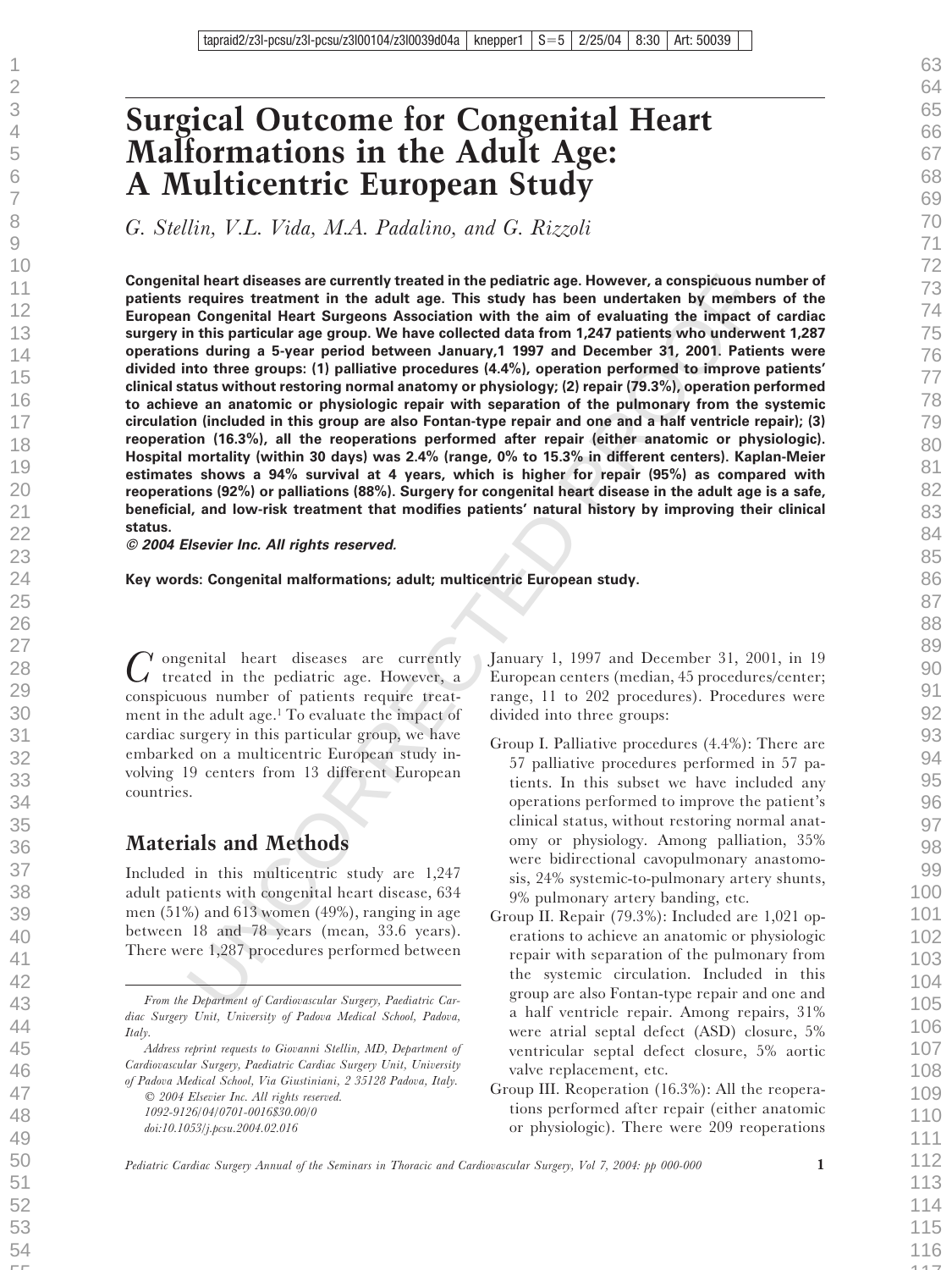# Surgical Outcome for Congenital Heart Malformations in the Adult Age: A Multicentric European Study

*G. Stellin, V.L. Vida, M.A. Padalino, and G. Rizzoli*

**Congenital heart diseases are currently treated in the pediatric age. However, a conspicuous number of patients requires treatment in the adult age. This study has been undertaken by members of the European Congenital Heart Surgeons Association with the aim of evaluating the impact of cardiac surgery in this particular age group. We have collected data from 1,247 patients who underwent 1,287 operations during a 5-year period between January,1 1997 and December 31, 2001. Patients were divided into three groups: (1) palliative procedures (4.4%), operation performed to improve patients' clinical status without restoring normal anatomy or physiology; (2) repair (79.3%), operation performed to achieve an anatomic or physiologic repair with separation of the pulmonary from the systemic circulation (included in this group are also Fontan-type repair and one and a half ventricle repair); (3) reoperation (16.3%), all the reoperations performed after repair (either anatomic or physiologic). Hospital mortality (within 30 days) was 2.4% (range, 0% to 15.3% in different centers). Kaplan-Meier estimates shows a 94% survival at 4 years, which is higher for repair (95%) as compared with reoperations (92%) or palliations (88%). Surgery for congenital heart disease in the adult age is a safe, beneficial, and low-risk treatment that modifies patients' natural history by improving their clinical status.**

***© 2004 Elsevier Inc. All rights reserved.***

**Key words: Congenital malformations; adult; multicentric European study.**

Congenital heart diseases are currently treated in the pediatric age. However, a conspicuous number of patients require treatment in the adult age.[1] To evaluate the impact of cardiac surgery in this particular group, we have embarked on a multicentric European study involving 19 centers from 13 different European countries.

## Materials and Methods

Included in this multicentric study are 1,247 adult patients with congenital heart disease, 634 men (51%) and 613 women (49%), ranging in age between 18 and 78 years (mean, 33.6 years). There were 1,287 procedures performed between January 1, 1997 and December 31, 2001, in 19 European centers (median, 45 procedures/center; range, 11 to 202 procedures). Procedures were divided into three groups:

Group I. Palliative procedures (4.4%): There are 57 palliative procedures performed in 57 patients. In this subset we have included any operations performed to improve the patient's clinical status, without restoring normal anatomy or physiology. Among palliation, 35% were bidirectional cavopulmonary anastomosis, 24% systemic-to-pulmonary artery shunts, 9% pulmonary artery banding, etc.

Group II. Repair (79.3%): Included are 1,021 operations to achieve an anatomic or physiologic repair with separation of the pulmonary from the systemic circulation. Included in this group are also Fontan-type repair and one and a half ventricle repair. Among repairs, 31% were atrial septal defect (ASD) closure, 5% ventricular septal defect closure, 5% aortic valve replacement, etc.

Group III. Reoperation (16.3%): All the reoperations performed after repair (either anatomic or physiologic). There were 209 reoperations

*From the Department of Cardiovascular Surgery, Paediatric Cardiac Surgery Unit, University of Padova Medical School, Padova, Italy.*

*Address reprint requests to Giovanni Stellin, MD, Department of Cardiovascular Surgery, Paediatric Cardiac Surgery Unit, University of Padova Medical School, Via Giustiniani, 2 35128 Padova, Italy.*

*© 2004 Elsevier Inc. All rights reserved.*
*1092-9126/04/0701-0016$30.00/0*
*doi:10.1053/j.pcsu.2004.02.016*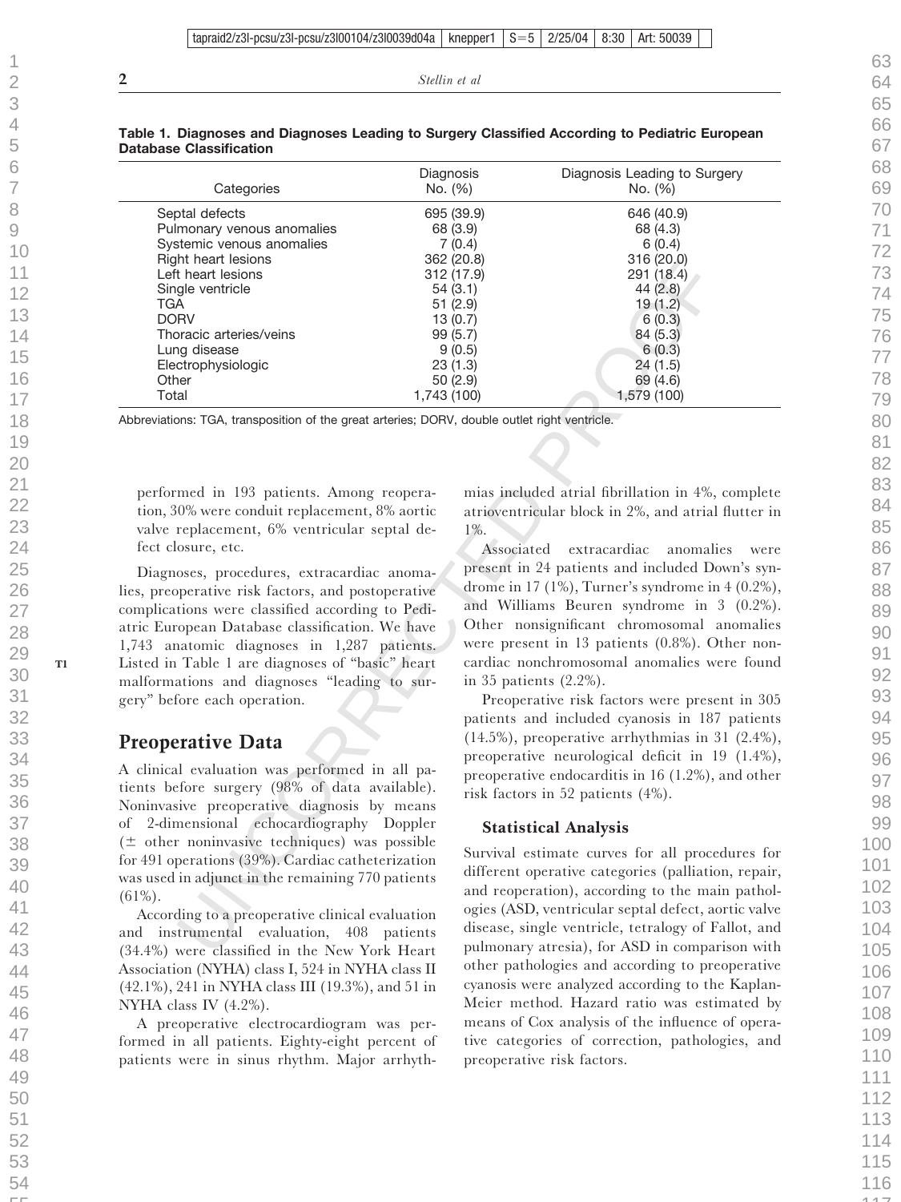**Table 1. Diagnoses and Diagnoses Leading to Surgery Classified According to Pediatric European Database Classification**

| Categories | Diagnosis No. (%) | Diagnosis Leading to Surgery No. (%) |
|---|---|---|
| Septal defects | 695 (39.9) | 646 (40.9) |
| Pulmonary venous anomalies | 68 (3.9) | 68 (4.3) |
| Systemic venous anomalies | 7 (0.4) | 6 (0.4) |
| Right heart lesions | 362 (20.8) | 316 (20.0) |
| Left heart lesions | 312 (17.9) | 291 (18.4) |
| Single ventricle | 54 (3.1) | 44 (2.8) |
| TGA | 51 (2.9) | 19 (1.2) |
| DORV | 13 (0.7) | 6 (0.3) |
| Thoracic arteries/veins | 99 (5.7) | 84 (5.3) |
| Lung disease | 9 (0.5) | 6 (0.3) |
| Electrophysiologic | 23 (1.3) | 24 (1.5) |
| Other | 50 (2.9) | 69 (4.6) |
| Total | 1,743 (100) | 1,579 (100) |

Abbreviations: TGA, transposition of the great arteries; DORV, double outlet right ventricle.

performed in 193 patients. Among reoperation, 30% were conduit replacement, 8% aortic valve replacement, 6% ventricular septal defect closure, etc.

Diagnoses, procedures, extracardiac anomalies, preoperative risk factors, and postoperative complications were classified according to Pediatric European Database classification. We have 1,743 anatomic diagnoses in 1,287 patients. Listed in Table 1 are diagnoses of "basic" heart malformations and diagnoses "leading to surgery" before each operation.

## Preoperative Data

A clinical evaluation was performed in all patients before surgery (98% of data available). Noninvasive preoperative diagnosis by means of 2-dimensional echocardiography Doppler (± other noninvasive techniques) was possible for 491 operations (39%). Cardiac catheterization was used in adjunct in the remaining 770 patients (61%).

According to a preoperative clinical evaluation and instrumental evaluation, 408 patients (34.4%) were classified in the New York Heart Association (NYHA) class I, 524 in NYHA class II (42.1%), 241 in NYHA class III (19.3%), and 51 in NYHA class IV (4.2%).

A preoperative electrocardiogram was performed in all patients. Eighty-eight percent of patients were in sinus rhythm. Major arrhythmias included atrial fibrillation in 4%, complete atrioventricular block in 2%, and atrial flutter in 1%.

Associated extracardiac anomalies were present in 24 patients and included Down's syndrome in 17 (1%), Turner's syndrome in 4 (0.2%), and Williams Beuren syndrome in 3 (0.2%). Other nonsignificant chromosomal anomalies were present in 13 patients (0.8%). Other noncardiac nonchromosomal anomalies were found in 35 patients (2.2%).

Preoperative risk factors were present in 305 patients and included cyanosis in 187 patients (14.5%), preoperative arrhythmias in 31 (2.4%), preoperative neurological deficit in 19 (1.4%), preoperative endocarditis in 16 (1.2%), and other risk factors in 52 patients (4%).

### Statistical Analysis

Survival estimate curves for all procedures for different operative categories (palliation, repair, and reoperation), according to the main pathologies (ASD, ventricular septal defect, aortic valve disease, single ventricle, tetralogy of Fallot, and pulmonary atresia), for ASD in comparison with other pathologies and according to preoperative cyanosis were analyzed according to the Kaplan-Meier method. Hazard ratio was estimated by means of Cox analysis of the influence of operative categories of correction, pathologies, and preoperative risk factors.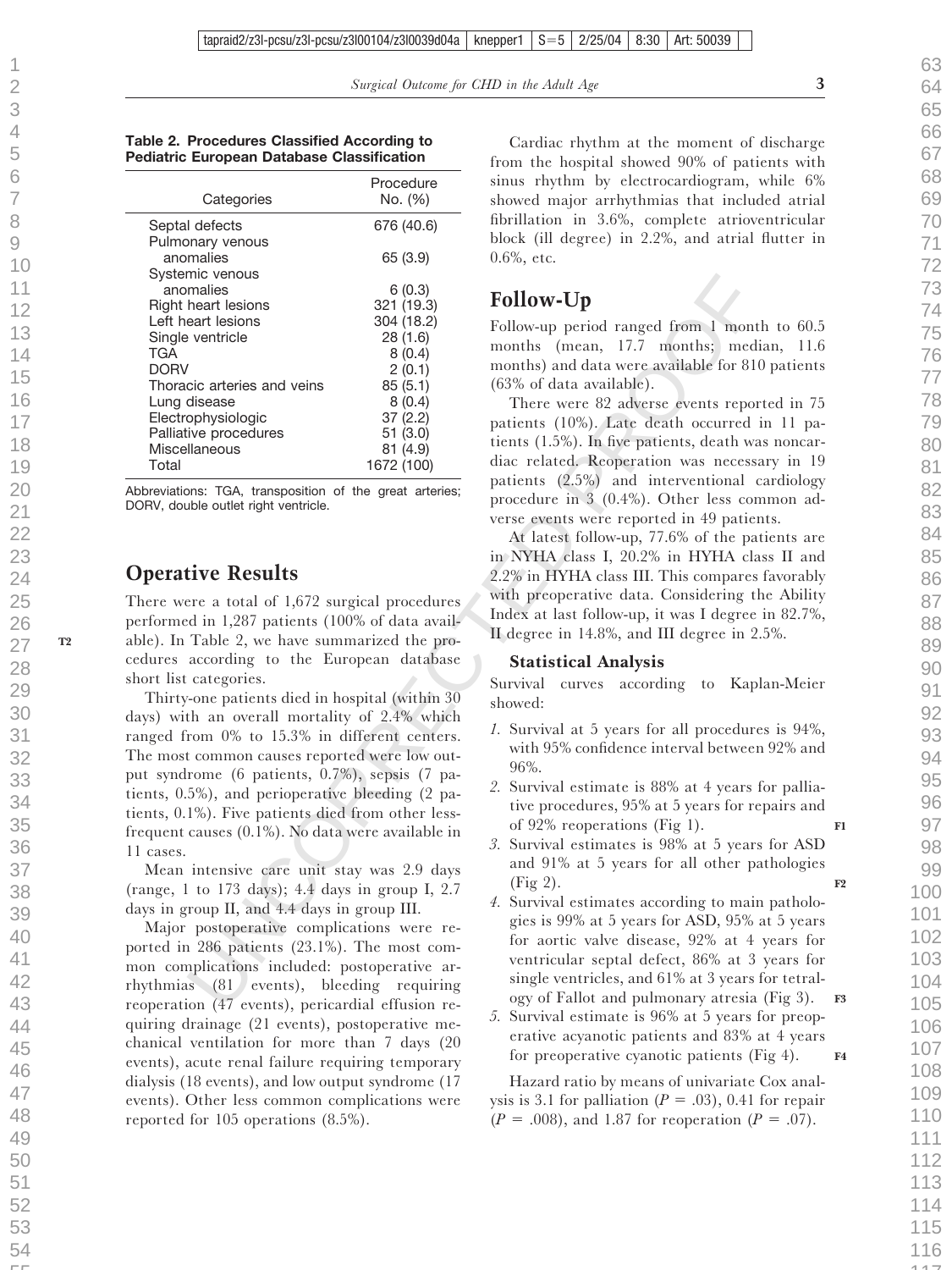**Table 2. Procedures Classified According to Pediatric European Database Classification**

| Categories | Procedure No. (%) |
|---|---|
| Septal defects | 676 (40.6) |
| Pulmonary venous anomalies | 65 (3.9) |
| Systemic venous anomalies | 6 (0.3) |
| Right heart lesions | 321 (19.3) |
| Left heart lesions | 304 (18.2) |
| Single ventricle | 28 (1.6) |
| TGA | 8 (0.4) |
| DORV | 2 (0.1) |
| Thoracic arteries and veins | 85 (5.1) |
| Lung disease | 8 (0.4) |
| Electrophysiologic | 37 (2.2) |
| Palliative procedures | 51 (3.0) |
| Miscellaneous | 81 (4.9) |
| Total | 1672 (100) |

Abbreviations: TGA, transposition of the great arteries; DORV, double outlet right ventricle.

## Operative Results

There were a total of 1,672 surgical procedures performed in 1,287 patients (100% of data available). In Table 2, we have summarized the procedures according to the European database short list categories.

Thirty-one patients died in hospital (within 30 days) with an overall mortality of 2.4% which ranged from 0% to 15.3% in different centers. The most common causes reported were low output syndrome (6 patients, 0.7%), sepsis (7 patients, 0.5%), and perioperative bleeding (2 patients, 0.1%). Five patients died from other less-frequent causes (0.1%). No data were available in 11 cases.

Mean intensive care unit stay was 2.9 days (range, 1 to 173 days); 4.4 days in group I, 2.7 days in group II, and 4.4 days in group III.

Major postoperative complications were reported in 286 patients (23.1%). The most common complications included: postoperative arrhythmias (81 events), bleeding requiring reoperation (47 events), pericardial effusion requiring drainage (21 events), postoperative mechanical ventilation for more than 7 days (20 events), acute renal failure requiring temporary dialysis (18 events), and low output syndrome (17 events). Other less common complications were reported for 105 operations (8.5%).

Cardiac rhythm at the moment of discharge from the hospital showed 90% of patients with sinus rhythm by electrocardiogram, while 6% showed major arrhythmias that included atrial fibrillation in 3.6%, complete atrioventricular block (ill degree) in 2.2%, and atrial flutter in 0.6%, etc.

## Follow-Up

Follow-up period ranged from 1 month to 60.5 months (mean, 17.7 months; median, 11.6 months) and data were available for 810 patients (63% of data available).

There were 82 adverse events reported in 75 patients (10%). Late death occurred in 11 patients (1.5%). In five patients, death was noncardiac related. Reoperation was necessary in 19 patients (2.5%) and interventional cardiology procedure in 3 (0.4%). Other less common adverse events were reported in 49 patients.

At latest follow-up, 77.6% of the patients are in NYHA class I, 20.2% in HYHA class II and 2.2% in HYHA class III. This compares favorably with preoperative data. Considering the Ability Index at last follow-up, it was I degree in 82.7%, II degree in 14.8%, and III degree in 2.5%.

### Statistical Analysis

Survival curves according to Kaplan-Meier showed:

1. Survival at 5 years for all procedures is 94%, with 95% confidence interval between 92% and 96%.
2. Survival estimate is 88% at 4 years for palliative procedures, 95% at 5 years for repairs and of 92% reoperations (Fig 1).
3. Survival estimates is 98% at 5 years for ASD and 91% at 5 years for all other pathologies (Fig 2).
4. Survival estimates according to main pathologies is 99% at 5 years for ASD, 95% at 5 years for aortic valve disease, 92% at 4 years for ventricular septal defect, 86% at 3 years for single ventricles, and 61% at 3 years for tetralogy of Fallot and pulmonary atresia (Fig 3).
5. Survival estimate is 96% at 5 years for preoperative acyanotic patients and 83% at 4 years for preoperative cyanotic patients (Fig 4).

Hazard ratio by means of univariate Cox analysis is 3.1 for palliation ($P$ = .03), 0.41 for repair ($P$ = .008), and 1.87 for reoperation ($P$ = .07).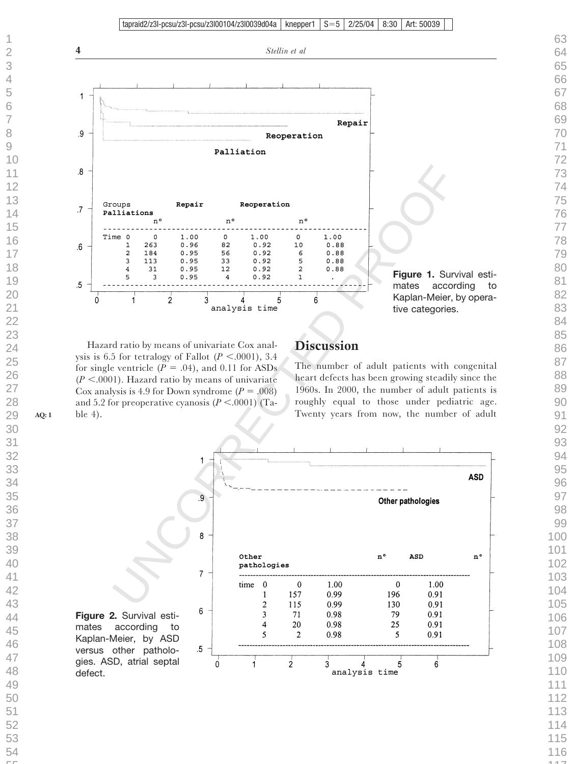1

.9

Repair

Reoperation

Palliation

.8

.7

.6

.5

Groups Repair Reoperation
Palliations
n° n° n°

Time 0 0 1.00 0 1.00 0 1.00
1 263 0.96 82 0.92 10 0.88
2 184 0.95 56 0.92 6 0.88
3 113 0.95 33 0.92 5 0.88
4 31 0.95 12 0.92 2 0.88
5 3 0.95 4 0.92 1 .

0 1 2 3 4 5 6
analysis time

**Figure 1.** Survival estimates according to Kaplan-Meier, by operative categories.

Hazard ratio by means of univariate Cox analysis is 6.5 for tetralogy of Fallot ($P < .0001$), 3.4 for single ventricle ($P = .04$), and 0.11 for ASDs ($P < .0001$). Hazard ratio by means of univariate Cox analysis is 4.9 for Down syndrome ($P = .008$) and 5.2 for preoperative cyanosis ($P < .0001$) (Table 4).

## Discussion

The number of adult patients with congenital heart defects has been growing steadily since the 1960s. In 2000, the number of adult patients is roughly equal to those under pediatric age. Twenty years from now, the number of adult

1

ASD

.9

Other pathologies

8

7

6

.5

Other pathologies n° ASD n°

time 0 0 1.00 0 1.00
1 157 0.99 196 0.91
2 115 0.99 130 0.91
3 71 0.98 79 0.91
4 20 0.98 25 0.91
5 2 0.98 5 0.91

0 1 2 3 4 5 6
analysis time

**Figure 2.** Survival estimates according to Kaplan-Meier, by ASD versus other pathologies. ASD, atrial septal defect.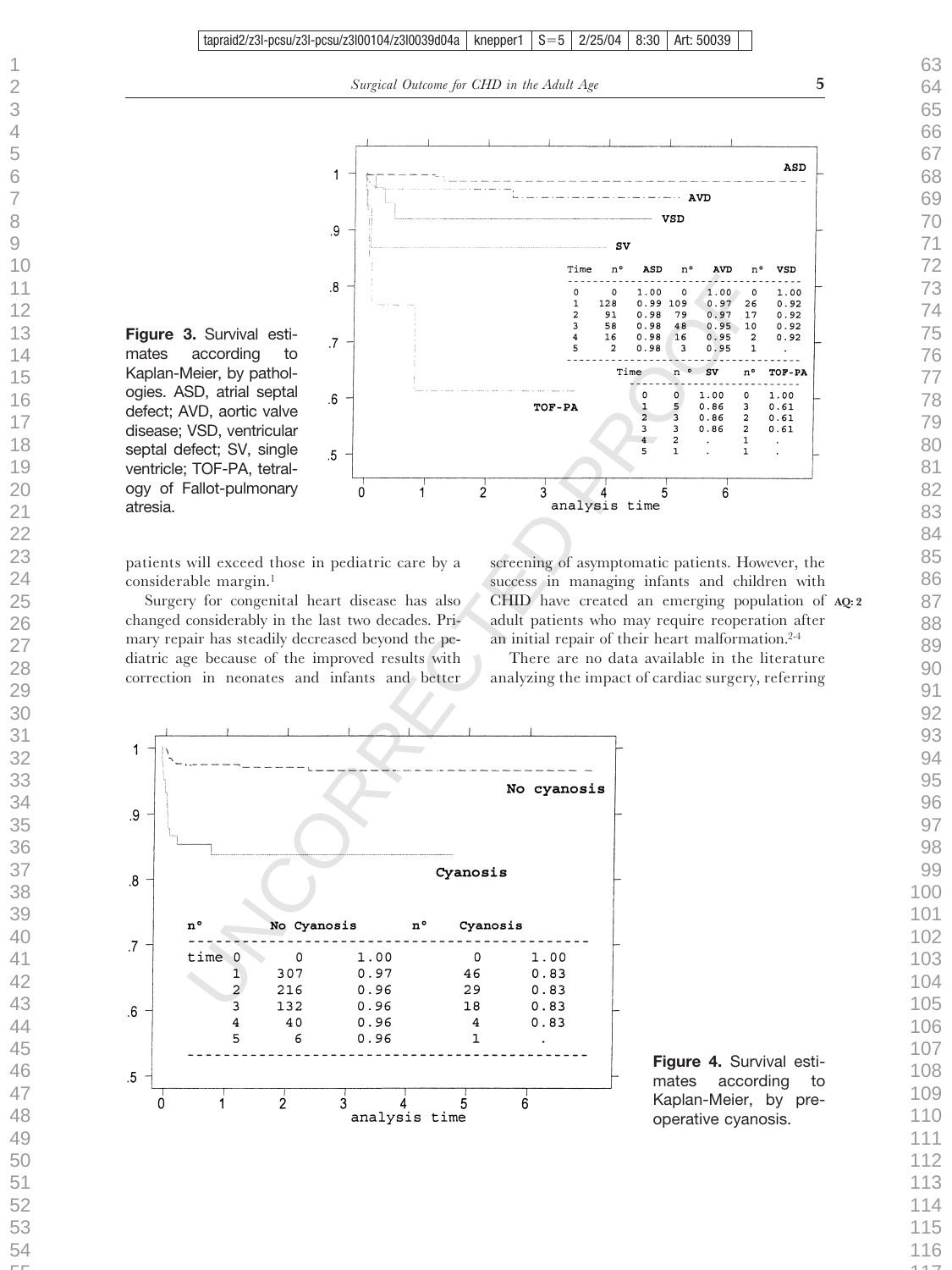1
.9
.8
.7
.6
.5

0 1 2 3 4 5 6

analysis time

ASD

AVD

VSD

SV

TOF-PA

| Time | n° | ASD | n° | AVD | n° | VSD |
|---|---|---|---|---|---|---|
| 0 | 0 | 1.00 | 0 | 1.00 | 0 | 1.00 |
| 1 | 128 | 0.99 | 109 | 0.97 | 26 | 0.92 |
| 2 | 91 | 0.98 | 79 | 0.97 | 17 | 0.92 |
| 3 | 58 | 0.98 | 48 | 0.95 | 10 | 0.92 |
| 4 | 16 | 0.98 | 16 | 0.95 | 2 | 0.92 |
| 5 | 2 | 0.98 | 3 | 0.95 | 1 | . |

| Time | n° | SV | n° | TOF-PA |
|---|---|---|---|---|
| 0 | 0 | 1.00 | 0 | 1.00 |
| 1 | 5 | 0.86 | 3 | 0.61 |
| 2 | 3 | 0.86 | 2 | 0.61 |
| 3 | 3 | 0.86 | 2 | 0.61 |
| 4 | 2 | . | 1 | . |
| 5 | 1 | . | 1 | . |

**Figure 3.** Survival estimates according to Kaplan-Meier, by pathologies. ASD, atrial septal defect; AVD, aortic valve disease; VSD, ventricular septal defect; SV, single ventricle; TOF-PA, tetralogy of Fallot-pulmonary atresia.

patients will exceed those in pediatric care by a considerable margin.[1]

Surgery for congenital heart disease has also changed considerably in the last two decades. Primary repair has steadily decreased beyond the pediatric age because of the improved results with correction in neonates and infants and better screening of asymptomatic patients. However, the success in managing infants and children with CHID have created an emerging population of adult patients who may require reoperation after an initial repair of their heart malformation.[2-4]

There are no data available in the literature analyzing the impact of cardiac surgery, referring

1
.9
.8
.7
.6
.5

0 1 2 3 4 5 6

analysis time

No cyanosis

Cyanosis

| | n° | No Cyanosis | n° | Cyanosis |
|---|---|---|---|---|
| time 0 | 0 | 1.00 | 0 | 1.00 |
| 1 | 307 | 0.97 | 46 | 0.83 |
| 2 | 216 | 0.96 | 29 | 0.83 |
| 3 | 132 | 0.96 | 18 | 0.83 |
| 4 | 40 | 0.96 | 4 | 0.83 |
| 5 | 6 | 0.96 | 1 | . |

**Figure 4.** Survival estimates according to Kaplan-Meier, by preoperative cyanosis.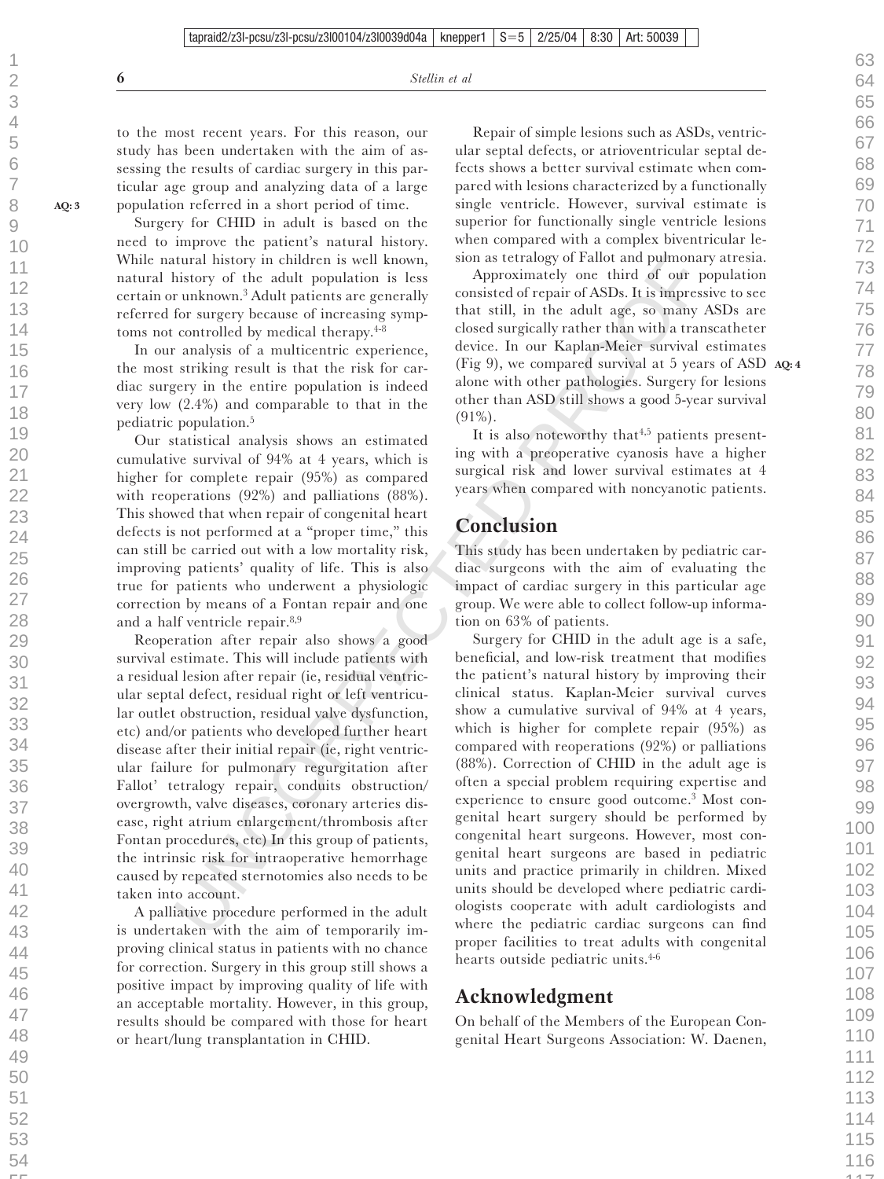to the most recent years. For this reason, our study has been undertaken with the aim of assessing the results of cardiac surgery in this particular age group and analyzing data of a large population referred in a short period of time.

Surgery for CHID in adult is based on the need to improve the patient's natural history. While natural history in children is well known, natural history of the adult population is less certain or unknown.[3] Adult patients are generally referred for surgery because of increasing symptoms not controlled by medical therapy.[4-8]

In our analysis of a multicentric experience, the most striking result is that the risk for cardiac surgery in the entire population is indeed very low (2.4%) and comparable to that in the pediatric population.[5]

Our statistical analysis shows an estimated cumulative survival of 94% at 4 years, which is higher for complete repair (95%) as compared with reoperations (92%) and palliations (88%). This showed that when repair of congenital heart defects is not performed at a "proper time," this can still be carried out with a low mortality risk, improving patients' quality of life. This is also true for patients who underwent a physiologic correction by means of a Fontan repair and one and a half ventricle repair.[8,9]

Reoperation after repair also shows a good survival estimate. This will include patients with a residual lesion after repair (ie, residual ventricular septal defect, residual right or left ventricular outlet obstruction, residual valve dysfunction, etc) and/or patients who developed further heart disease after their initial repair (ie, right ventricular failure for pulmonary regurgitation after Fallot' tetralogy repair, conduits obstruction/overgrowth, valve diseases, coronary arteries disease, right atrium enlargement/thrombosis after Fontan procedures, etc) In this group of patients, the intrinsic risk for intraoperative hemorrhage caused by repeated sternotomies also needs to be taken into account.

A palliative procedure performed in the adult is undertaken with the aim of temporarily improving clinical status in patients with no chance for correction. Surgery in this group still shows a positive impact by improving quality of life with an acceptable mortality. However, in this group, results should be compared with those for heart or heart/lung transplantation in CHID.

Repair of simple lesions such as ASDs, ventricular septal defects, or atrioventricular septal defects shows a better survival estimate when compared with lesions characterized by a functionally single ventricle. However, survival estimate is superior for functionally single ventricle lesions when compared with a complex biventricular lesion as tetralogy of Fallot and pulmonary atresia.

Approximately one third of our population consisted of repair of ASDs. It is impressive to see that still, in the adult age, so many ASDs are closed surgically rather than with a transcatheter device. In our Kaplan-Meier survival estimates (Fig 9), we compared survival at 5 years of ASD alone with other pathologies. Surgery for lesions other than ASD still shows a good 5-year survival (91%).

It is also noteworthy that[4,5] patients presenting with a preoperative cyanosis have a higher surgical risk and lower survival estimates at 4 years when compared with noncyanotic patients.

## Conclusion

This study has been undertaken by pediatric cardiac surgeons with the aim of evaluating the impact of cardiac surgery in this particular age group. We were able to collect follow-up information on 63% of patients.

Surgery for CHID in the adult age is a safe, beneficial, and low-risk treatment that modifies the patient's natural history by improving their clinical status. Kaplan-Meier survival curves show a cumulative survival of 94% at 4 years, which is higher for complete repair (95%) as compared with reoperations (92%) or palliations (88%). Correction of CHID in the adult age is often a special problem requiring expertise and experience to ensure good outcome.[3] Most congenital heart surgery should be performed by congenital heart surgeons. However, most congenital heart surgeons are based in pediatric units and practice primarily in children. Mixed units should be developed where pediatric cardiologists cooperate with adult cardiologists and where the pediatric cardiac surgeons can find proper facilities to treat adults with congenital hearts outside pediatric units.[4-6]

## Acknowledgment

On behalf of the Members of the European Congenital Heart Surgeons Association: W. Daenen,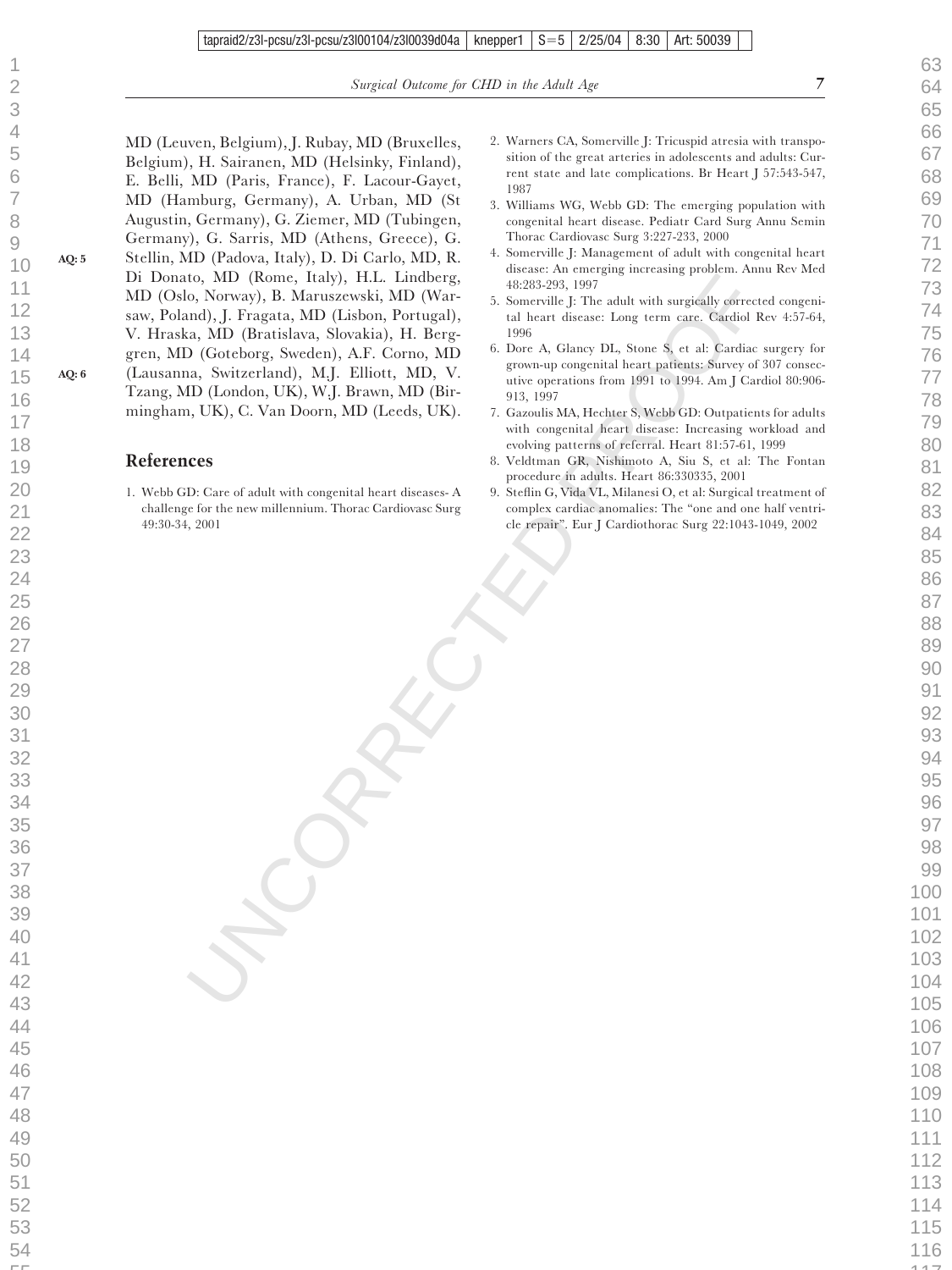MD (Leuven, Belgium), J. Rubay, MD (Bruxelles, Belgium), H. Sairanen, MD (Helsinky, Finland), E. Belli, MD (Paris, France), F. Lacour-Gayet, MD (Hamburg, Germany), A. Urban, MD (St Augustin, Germany), G. Ziemer, MD (Tubingen, Germany), G. Sarris, MD (Athens, Greece), G. Stellin, MD (Padova, Italy), D. Di Carlo, MD, R. Di Donato, MD (Rome, Italy), H.L. Lindberg, MD (Oslo, Norway), B. Maruszewski, MD (Warsaw, Poland), J. Fragata, MD (Lisbon, Portugal), V. Hraska, MD (Bratislava, Slovakia), H. Berggren, MD (Goteborg, Sweden), A.F. Corno, MD (Lausanna, Switzerland), M.J. Elliott, MD, V. Tzang, MD (London, UK), W.J. Brawn, MD (Birmingham, UK), C. Van Doorn, MD (Leeds, UK).

## References

1. Webb GD: Care of adult with congenital heart diseases- A challenge for the new millennium. Thorac Cardiovasc Surg 49:30-34, 2001
2. Warners CA, Somerville J: Tricuspid atresia with transposition of the great arteries in adolescents and adults: Current state and late complications. Br Heart J 57:543-547, 1987
3. Williams WG, Webb GD: The emerging population with congenital heart disease. Pediatr Card Surg Annu Semin Thorac Cardiovasc Surg 3:227-233, 2000
4. Somerville J: Management of adult with congenital heart disease: An emerging increasing problem. Annu Rev Med 48:283-293, 1997
5. Somerville J: The adult with surgically corrected congenital heart disease: Long term care. Cardiol Rev 4:57-64, 1996
6. Dore A, Glancy DL, Stone S, et al: Cardiac surgery for grown-up congenital heart patients: Survey of 307 consecutive operations from 1991 to 1994. Am J Cardiol 80:906-913, 1997
7. Gazoulis MA, Hechter S, Webb GD: Outpatients for adults with congenital heart disease: Increasing workload and evolving patterns of referral. Heart 81:57-61, 1999
8. Veldtman GR, Nishimoto A, Siu S, et al: The Fontan procedure in adults. Heart 86:330335, 2001
9. Steflin G, Vida VL, Milanesi O, et al: Surgical treatment of complex cardiac anomalies: The "one and one half ventricle repair". Eur J Cardiothorac Surg 22:1043-1049, 2002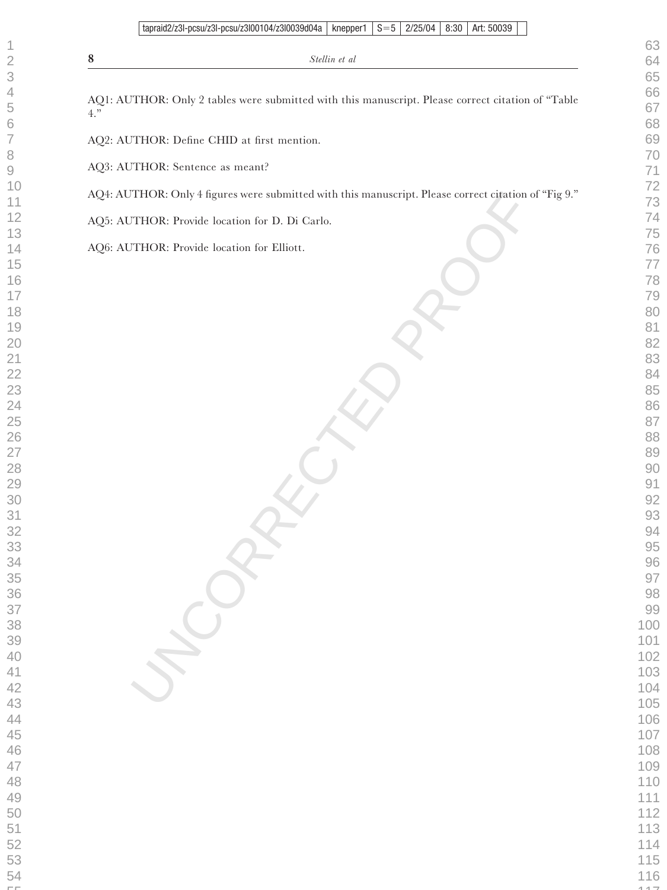AQ1: AUTHOR: Only 2 tables were submitted with this manuscript. Please correct citation of “Table 4.”

AQ2: AUTHOR: Define CHID at first mention.

AQ3: AUTHOR: Sentence as meant?

AQ4: AUTHOR: Only 4 figures were submitted with this manuscript. Please correct citation of “Fig 9.”

AQ5: AUTHOR: Provide location for D. Di Carlo.

AQ6: AUTHOR: Provide location for Elliott.